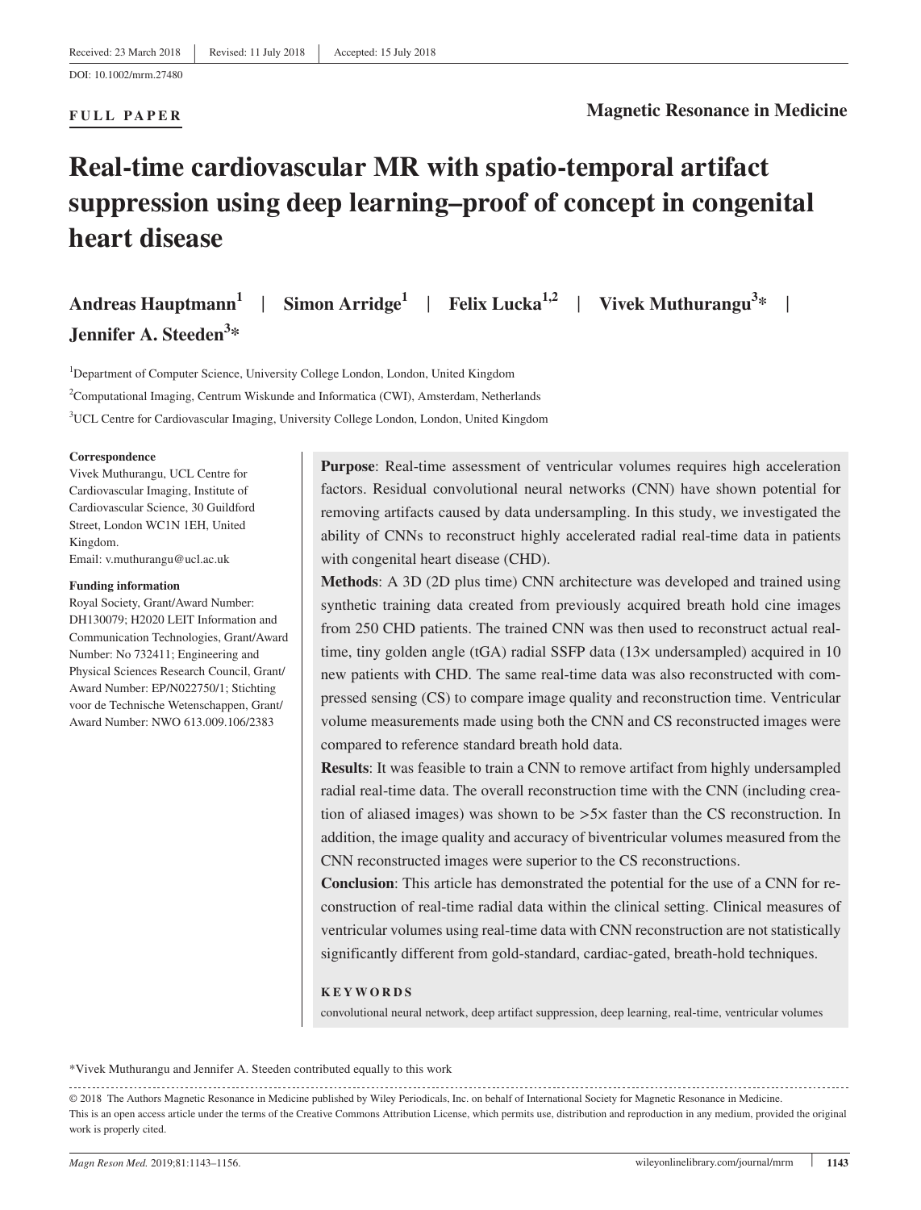Received: 23 March 2018 | Revised: 11 July 2018 | Accepted: 15 July 2018

DOI: 10.1002/mrm.27480

**FULL PAPER**

**Magnetic Resonance in Medicine**

# Real-time cardiovascular MR with spatio-temporal artifact suppression using deep learning–proof of concept in congenital heart disease

**Andreas Hauptmann**[1] | **Simon Arridge**[1] | **Felix Lucka**[1,2] | **Vivek Muthurangu**[3]* | **Jennifer A. Steeden**[3]*

[1]Department of Computer Science, University College London, London, United Kingdom

[2]Computational Imaging, Centrum Wiskunde and Informatica (CWI), Amsterdam, Netherlands

[3]UCL Centre for Cardiovascular Imaging, University College London, London, United Kingdom

**Correspondence**
Vivek Muthurangu, UCL Centre for Cardiovascular Imaging, Institute of Cardiovascular Science, 30 Guildford Street, London WC1N 1EH, United Kingdom.
Email: v.muthurangu@ucl.ac.uk

**Funding information**
Royal Society, Grant/Award Number: DH130079; H2020 LEIT Information and Communication Technologies, Grant/Award Number: No 732411; Engineering and Physical Sciences Research Council, Grant/Award Number: EP/N022750/1; Stichting voor de Technische Wetenschappen, Grant/Award Number: NWO 613.009.106/2383

**Purpose**: Real-time assessment of ventricular volumes requires high acceleration factors. Residual convolutional neural networks (CNN) have shown potential for removing artifacts caused by data undersampling. In this study, we investigated the ability of CNNs to reconstruct highly accelerated radial real-time data in patients with congenital heart disease (CHD).

**Methods**: A 3D (2D plus time) CNN architecture was developed and trained using synthetic training data created from previously acquired breath hold cine images from 250 CHD patients. The trained CNN was then used to reconstruct actual real-time, tiny golden angle (tGA) radial SSFP data (13× undersampled) acquired in 10 new patients with CHD. The same real-time data was also reconstructed with compressed sensing (CS) to compare image quality and reconstruction time. Ventricular volume measurements made using both the CNN and CS reconstructed images were compared to reference standard breath hold data.

**Results**: It was feasible to train a CNN to remove artifact from highly undersampled radial real-time data. The overall reconstruction time with the CNN (including creation of aliased images) was shown to be >5× faster than the CS reconstruction. In addition, the image quality and accuracy of biventricular volumes measured from the CNN reconstructed images were superior to the CS reconstructions.

**Conclusion**: This article has demonstrated the potential for the use of a CNN for reconstruction of real-time radial data within the clinical setting. Clinical measures of ventricular volumes using real-time data with CNN reconstruction are not statistically significantly different from gold-standard, cardiac-gated, breath-hold techniques.

**KEYWORDS**

convolutional neural network, deep artifact suppression, deep learning, real-time, ventricular volumes

*Vivek Muthurangu and Jennifer A. Steeden contributed equally to this work

© 2018 The Authors Magnetic Resonance in Medicine published by Wiley Periodicals, Inc. on behalf of International Society for Magnetic Resonance in Medicine.
This is an open access article under the terms of the Creative Commons Attribution License, which permits use, distribution and reproduction in any medium, provided the original work is properly cited.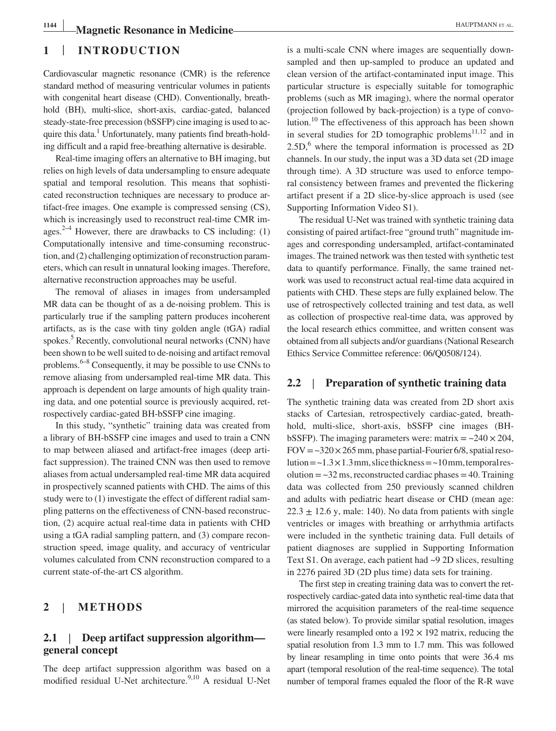## 1 | INTRODUCTION

Cardiovascular magnetic resonance (CMR) is the reference standard method of measuring ventricular volumes in patients with congenital heart disease (CHD). Conventionally, breath-hold (BH), multi-slice, short-axis, cardiac-gated, balanced steady-state-free precession (bSSFP) cine imaging is used to acquire this data.[1] Unfortunately, many patients find breath-holding difficult and a rapid free-breathing alternative is desirable.

Real-time imaging offers an alternative to BH imaging, but relies on high levels of data undersampling to ensure adequate spatial and temporal resolution. This means that sophisticated reconstruction techniques are necessary to produce artifact-free images. One example is compressed sensing (CS), which is increasingly used to reconstruct real-time CMR images.[2–4] However, there are drawbacks to CS including: (1) Computationally intensive and time-consuming reconstruction, and (2) challenging optimization of reconstruction parameters, which can result in unnatural looking images. Therefore, alternative reconstruction approaches may be useful.

The removal of aliases in images from undersampled MR data can be thought of as a de-noising problem. This is particularly true if the sampling pattern produces incoherent artifacts, as is the case with tiny golden angle (tGA) radial spokes.[5] Recently, convolutional neural networks (CNN) have been shown to be well suited to de-noising and artifact removal problems.[6–8] Consequently, it may be possible to use CNNs to remove aliasing from undersampled real-time MR data. This approach is dependent on large amounts of high quality training data, and one potential source is previously acquired, retrospectively cardiac-gated BH-bSSFP cine imaging.

In this study, "synthetic" training data was created from a library of BH-bSSFP cine images and used to train a CNN to map between aliased and artifact-free images (deep artifact suppression). The trained CNN was then used to remove aliases from actual undersampled real-time MR data acquired in prospectively scanned patients with CHD. The aims of this study were to (1) investigate the effect of different radial sampling patterns on the effectiveness of CNN-based reconstruction, (2) acquire actual real-time data in patients with CHD using a tGA radial sampling pattern, and (3) compare reconstruction speed, image quality, and accuracy of ventricular volumes calculated from CNN reconstruction compared to a current state-of-the-art CS algorithm.

## 2 | METHODS

### 2.1 | Deep artifact suppression algorithm—general concept

The deep artifact suppression algorithm was based on a modified residual U-Net architecture.[9,10] A residual U-Net is a multi-scale CNN where images are sequentially down-sampled and then up-sampled to produce an updated and clean version of the artifact-contaminated input image. This particular structure is especially suitable for tomographic problems (such as MR imaging), where the normal operator (projection followed by back-projection) is a type of convolution.[10] The effectiveness of this approach has been shown in several studies for 2D tomographic problems[11,12] and in 2.5D,[6] where the temporal information is processed as 2D channels. In our study, the input was a 3D data set (2D image through time). A 3D structure was used to enforce temporal consistency between frames and prevented the flickering artifact present if a 2D slice-by-slice approach is used (see Supporting Information Video S1).

The residual U-Net was trained with synthetic training data consisting of paired artifact-free "ground truth" magnitude images and corresponding undersampled, artifact-contaminated images. The trained network was then tested with synthetic test data to quantify performance. Finally, the same trained network was used to reconstruct actual real-time data acquired in patients with CHD. These steps are fully explained below. The use of retrospectively collected training and test data, as well as collection of prospective real-time data, was approved by the local research ethics committee, and written consent was obtained from all subjects and/or guardians (National Research Ethics Service Committee reference: 06/Q0508/124).

### 2.2 | Preparation of synthetic training data

The synthetic training data was created from 2D short axis stacks of Cartesian, retrospectively cardiac-gated, breath-hold, multi-slice, short-axis, bSSFP cine images (BH-bSSFP). The imaging parameters were: matrix = ~$240 \times 204$, FOV = ~$320 \times 265$ mm, phase partial-Fourier 6/8, spatial resolution = ~$1.3 \times 1.3$ mm, slice thickness = ~10 mm, temporal resolution = ~32 ms, reconstructed cardiac phases = 40. Training data was collected from 250 previously scanned children and adults with pediatric heart disease or CHD (mean age: $22.3 \pm 12.6$ y, male: 140). No data from patients with single ventricles or images with breathing or arrhythmia artifacts were included in the synthetic training data. Full details of patient diagnoses are supplied in Supporting Information Text S1. On average, each patient had ~9 2D slices, resulting in 2276 paired 3D (2D plus time) data sets for training.

The first step in creating training data was to convert the retrospectively cardiac-gated data into synthetic real-time data that mirrored the acquisition parameters of the real-time sequence (as stated below). To provide similar spatial resolution, images were linearly resampled onto a $192 \times 192$ matrix, reducing the spatial resolution from 1.3 mm to 1.7 mm. This was followed by linear resampling in time onto points that were 36.4 ms apart (temporal resolution of the real-time sequence). The total number of temporal frames equaled the floor of the R-R wave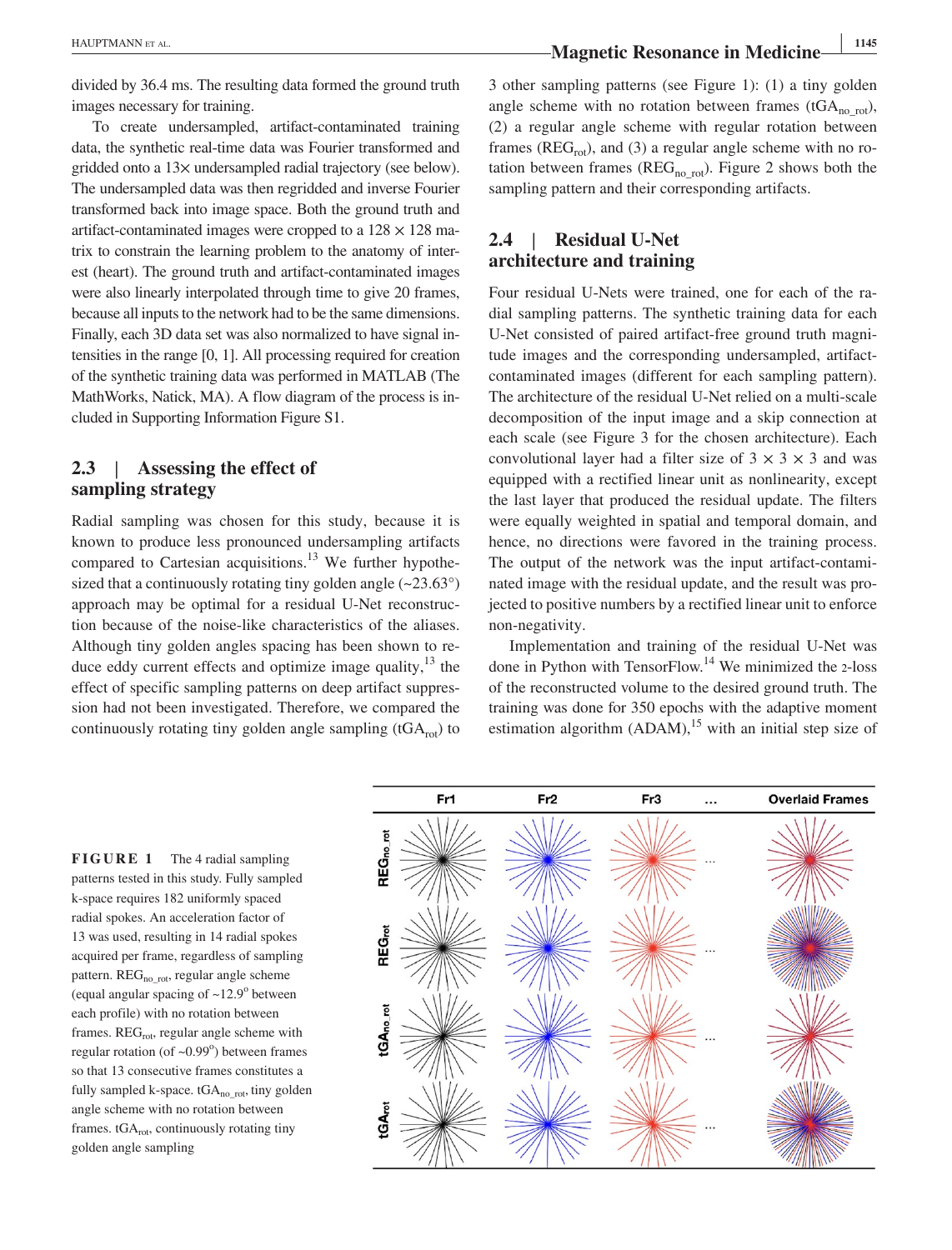divided by 36.4 ms. The resulting data formed the ground truth images necessary for training.

To create undersampled, artifact-contaminated training data, the synthetic real-time data was Fourier transformed and gridded onto a 13× undersampled radial trajectory (see below). The undersampled data was then regridded and inverse Fourier transformed back into image space. Both the ground truth and artifact-contaminated images were cropped to a 128 × 128 matrix to constrain the learning problem to the anatomy of interest (heart). The ground truth and artifact-contaminated images were also linearly interpolated through time to give 20 frames, because all inputs to the network had to be the same dimensions. Finally, each 3D data set was also normalized to have signal intensities in the range [0, 1]. All processing required for creation of the synthetic training data was performed in MATLAB (The MathWorks, Natick, MA). A flow diagram of the process is included in Supporting Information Figure S1.

## 2.3 | Assessing the effect of sampling strategy

Radial sampling was chosen for this study, because it is known to produce less pronounced undersampling artifacts compared to Cartesian acquisitions.[13] We further hypothesized that a continuously rotating tiny golden angle (~23.63°) approach may be optimal for a residual U-Net reconstruction because of the noise-like characteristics of the aliases. Although tiny golden angles spacing has been shown to reduce eddy current effects and optimize image quality,[13] the effect of specific sampling patterns on deep artifact suppression had not been investigated. Therefore, we compared the continuously rotating tiny golden angle sampling ($tGA_{rot}$) to 3 other sampling patterns (see Figure 1): (1) a tiny golden angle scheme with no rotation between frames ($tGA_{no\_rot}$), (2) a regular angle scheme with regular rotation between frames ($REG_{rot}$), and (3) a regular angle scheme with no rotation between frames ($REG_{no\_rot}$). Figure 2 shows both the sampling pattern and their corresponding artifacts.

## 2.4 | Residual U-Net architecture and training

Four residual U-Nets were trained, one for each of the radial sampling patterns. The synthetic training data for each U-Net consisted of paired artifact-free ground truth magnitude images and the corresponding undersampled, artifact-contaminated images (different for each sampling pattern). The architecture of the residual U-Net relied on a multi-scale decomposition of the input image and a skip connection at each scale (see Figure 3 for the chosen architecture). Each convolutional layer had a filter size of 3 × 3 × 3 and was equipped with a rectified linear unit as nonlinearity, except the last layer that produced the residual update. The filters were equally weighted in spatial and temporal domain, and hence, no directions were favored in the training process. The output of the network was the input artifact-contaminated image with the residual update, and the result was projected to positive numbers by a rectified linear unit to enforce non-negativity.

Implementation and training of the residual U-Net was done in Python with TensorFlow.[14] We minimized the $\ell_2$-loss of the reconstructed volume to the desired ground truth. The training was done for 350 epochs with the adaptive moment estimation algorithm (ADAM),[15] with an initial step size of

**FIGURE 1** The 4 radial sampling patterns tested in this study. Fully sampled k-space requires 182 uniformly spaced radial spokes. An acceleration factor of 13 was used, resulting in 14 radial spokes acquired per frame, regardless of sampling pattern. $REG_{no\_rot}$, regular angle scheme (equal angular spacing of ~12.9° between each profile) with no rotation between frames. $REG_{rot}$, regular angle scheme with regular rotation (of ~0.99°) between frames so that 13 consecutive frames constitutes a fully sampled k-space. $tGA_{no\_rot}$, tiny golden angle scheme with no rotation between frames. $tGA_{rot}$, continuously rotating tiny golden angle sampling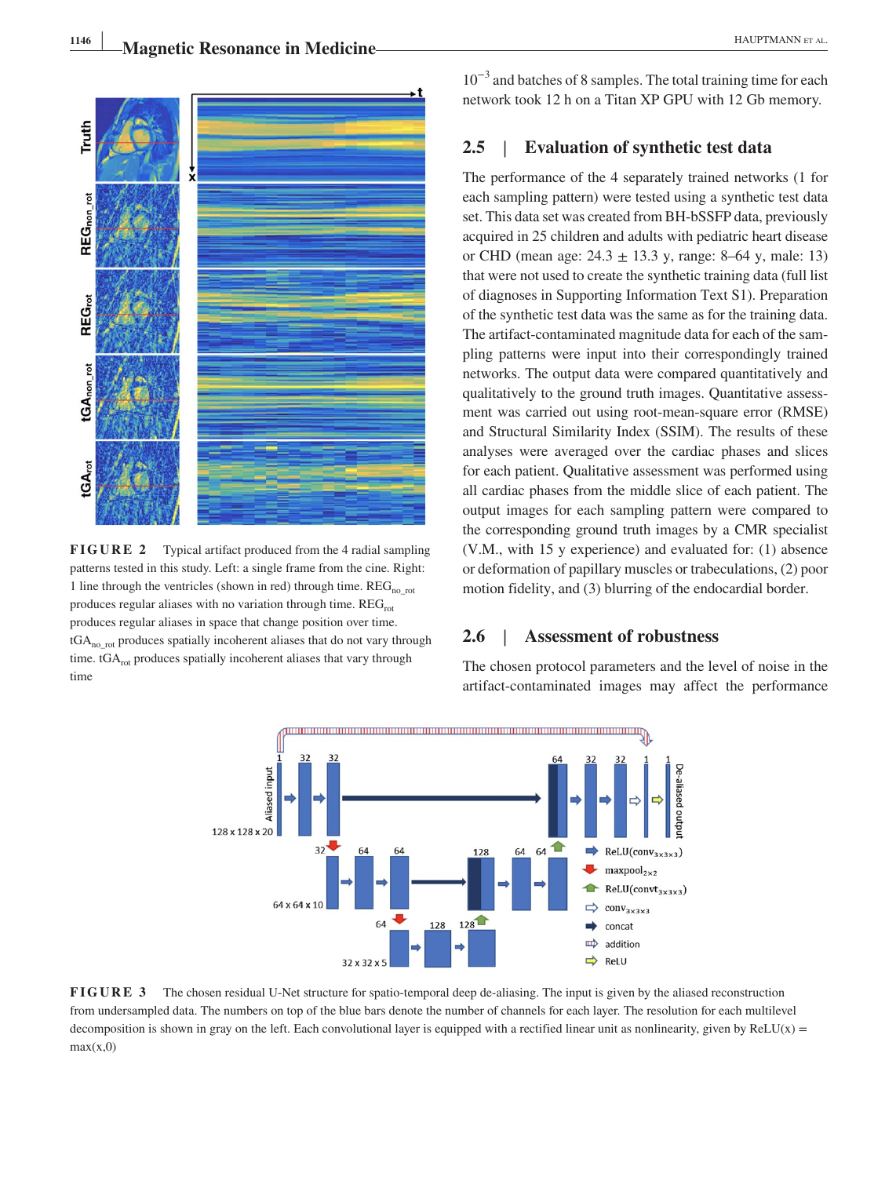$10^{-3}$ and batches of 8 samples. The total training time for each network took 12 h on a Titan XP GPU with 12 Gb memory.

FIGURE 2 Typical artifact produced from the 4 radial sampling patterns tested in this study. Left: a single frame from the cine. Right: 1 line through the ventricles (shown in red) through time. $REG_{no\_rot}$ produces regular aliases with no variation through time. $REG_{rot}$ produces regular aliases in space that change position over time. $tGA_{no\_rot}$ produces spatially incoherent aliases that do not vary through time. $tGA_{rot}$ produces spatially incoherent aliases that vary through time

## 2.5 | Evaluation of synthetic test data

The performance of the 4 separately trained networks (1 for each sampling pattern) were tested using a synthetic test data set. This data set was created from BH-bSSFP data, previously acquired in 25 children and adults with pediatric heart disease or CHD (mean age: 24.3 ± 13.3 y, range: 8–64 y, male: 13) that were not used to create the synthetic training data (full list of diagnoses in Supporting Information Text S1). Preparation of the synthetic test data was the same as for the training data. The artifact-contaminated magnitude data for each of the sampling patterns were input into their correspondingly trained networks. The output data were compared quantitatively and qualitatively to the ground truth images. Quantitative assessment was carried out using root-mean-square error (RMSE) and Structural Similarity Index (SSIM). The results of these analyses were averaged over the cardiac phases and slices for each patient. Qualitative assessment was performed using all cardiac phases from the middle slice of each patient. The output images for each sampling pattern were compared to the corresponding ground truth images by a CMR specialist (V.M., with 15 y experience) and evaluated for: (1) absence or deformation of papillary muscles or trabeculations, (2) poor motion fidelity, and (3) blurring of the endocardial border.

## 2.6 | Assessment of robustness

The chosen protocol parameters and the level of noise in the artifact-contaminated images may affect the performance

FIGURE 3 The chosen residual U-Net structure for spatio-temporal deep de-aliasing. The input is given by the aliased reconstruction from undersampled data. The numbers on top of the blue bars denote the number of channels for each layer. The resolution for each multilevel decomposition is shown in gray on the left. Each convolutional layer is equipped with a rectified linear unit as nonlinearity, given by $\mathrm{ReLU}(x) = \max(x,0)$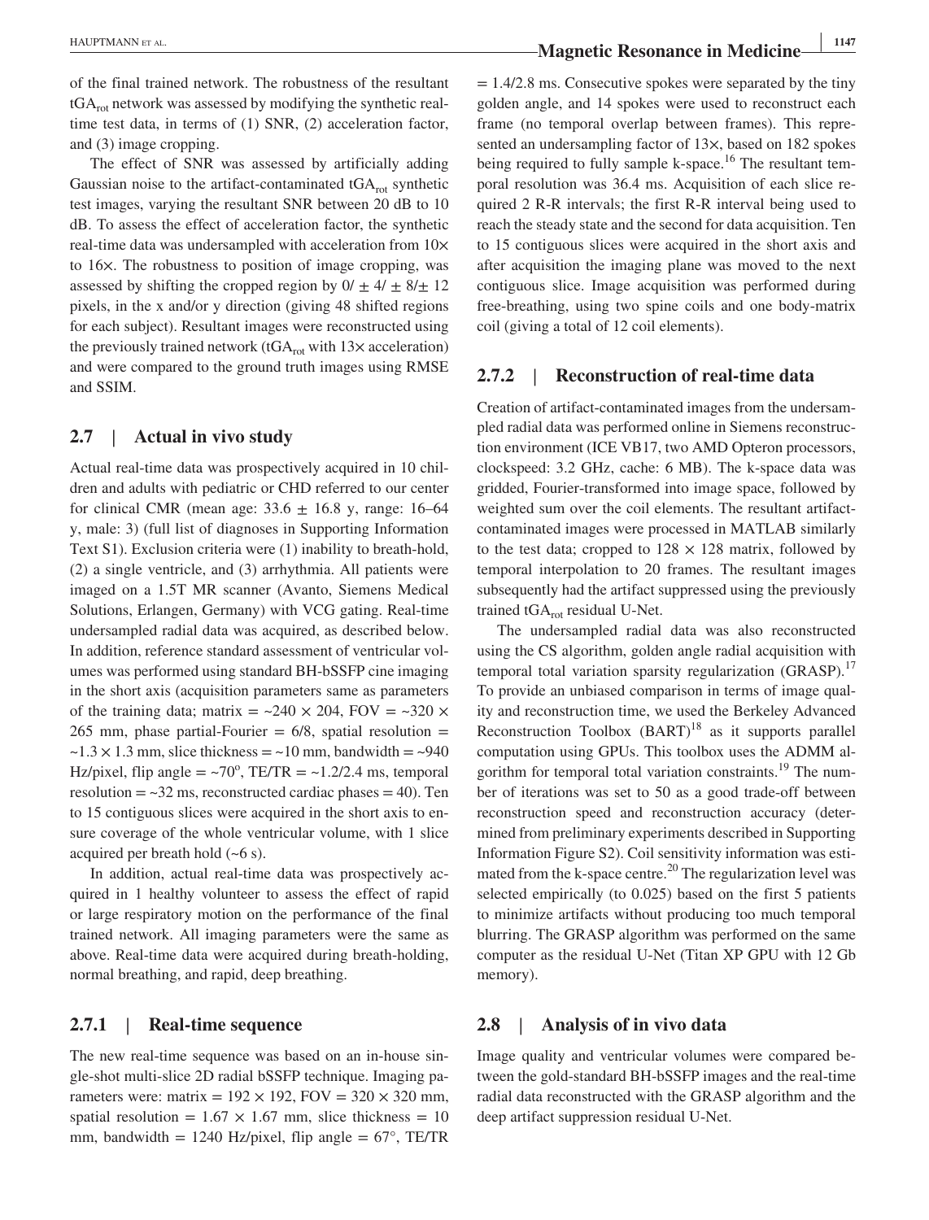of the final trained network. The robustness of the resultant $tGA_{rot}$ network was assessed by modifying the synthetic real-time test data, in terms of (1) SNR, (2) acceleration factor, and (3) image cropping.

The effect of SNR was assessed by artificially adding Gaussian noise to the artifact-contaminated $tGA_{rot}$ synthetic test images, varying the resultant SNR between 20 dB to 10 dB. To assess the effect of acceleration factor, the synthetic real-time data was undersampled with acceleration from 10× to 16×. The robustness to position of image cropping, was assessed by shifting the cropped region by 0/ ± 4/ ± 8/± 12 pixels, in the x and/or y direction (giving 48 shifted regions for each subject). Resultant images were reconstructed using the previously trained network ($tGA_{rot}$ with 13× acceleration) and were compared to the ground truth images using RMSE and SSIM.

## 2.7 | Actual in vivo study

Actual real-time data was prospectively acquired in 10 children and adults with pediatric or CHD referred to our center for clinical CMR (mean age: 33.6 ± 16.8 y, range: 16–64 y, male: 3) (full list of diagnoses in Supporting Information Text S1). Exclusion criteria were (1) inability to breath-hold, (2) a single ventricle, and (3) arrhythmia. All patients were imaged on a 1.5T MR scanner (Avanto, Siemens Medical Solutions, Erlangen, Germany) with VCG gating. Real-time undersampled radial data was acquired, as described below. In addition, reference standard assessment of ventricular volumes was performed using standard BH-bSSFP cine imaging in the short axis (acquisition parameters same as parameters of the training data; matrix = ~240 × 204, FOV = ~320 × 265 mm, phase partial-Fourier = 6/8, spatial resolution = ~1.3 × 1.3 mm, slice thickness = ~10 mm, bandwidth = ~940 Hz/pixel, flip angle = ~70°, TE/TR = ~1.2/2.4 ms, temporal resolution = ~32 ms, reconstructed cardiac phases = 40). Ten to 15 contiguous slices were acquired in the short axis to ensure coverage of the whole ventricular volume, with 1 slice acquired per breath hold (~6 s).

In addition, actual real-time data was prospectively acquired in 1 healthy volunteer to assess the effect of rapid or large respiratory motion on the performance of the final trained network. All imaging parameters were the same as above. Real-time data were acquired during breath-holding, normal breathing, and rapid, deep breathing.

### 2.7.1 | Real-time sequence

The new real-time sequence was based on an in-house single-shot multi-slice 2D radial bSSFP technique. Imaging parameters were: matrix = 192 × 192, FOV = 320 × 320 mm, spatial resolution = 1.67 × 1.67 mm, slice thickness = 10 mm, bandwidth = 1240 Hz/pixel, flip angle = 67°, TE/TR = 1.4/2.8 ms. Consecutive spokes were separated by the tiny golden angle, and 14 spokes were used to reconstruct each frame (no temporal overlap between frames). This represented an undersampling factor of 13×, based on 182 spokes being required to fully sample k-space.[16] The resultant temporal resolution was 36.4 ms. Acquisition of each slice required 2 R-R intervals; the first R-R interval being used to reach the steady state and the second for data acquisition. Ten to 15 contiguous slices were acquired in the short axis and after acquisition the imaging plane was moved to the next contiguous slice. Image acquisition was performed during free-breathing, using two spine coils and one body-matrix coil (giving a total of 12 coil elements).

### 2.7.2 | Reconstruction of real-time data

Creation of artifact-contaminated images from the undersampled radial data was performed online in Siemens reconstruction environment (ICE VB17, two AMD Opteron processors, clockspeed: 3.2 GHz, cache: 6 MB). The k-space data was gridded, Fourier-transformed into image space, followed by weighted sum over the coil elements. The resultant artifact-contaminated images were processed in MATLAB similarly to the test data; cropped to 128 × 128 matrix, followed by temporal interpolation to 20 frames. The resultant images subsequently had the artifact suppressed using the previously trained $tGA_{rot}$ residual U-Net.

The undersampled radial data was also reconstructed using the CS algorithm, golden angle radial acquisition with temporal total variation sparsity regularization (GRASP).[17] To provide an unbiased comparison in terms of image quality and reconstruction time, we used the Berkeley Advanced Reconstruction Toolbox (BART)[18] as it supports parallel computation using GPUs. This toolbox uses the ADMM algorithm for temporal total variation constraints.[19] The number of iterations was set to 50 as a good trade-off between reconstruction speed and reconstruction accuracy (determined from preliminary experiments described in Supporting Information Figure S2). Coil sensitivity information was estimated from the k-space centre.[20] The regularization level was selected empirically (to 0.025) based on the first 5 patients to minimize artifacts without producing too much temporal blurring. The GRASP algorithm was performed on the same computer as the residual U-Net (Titan XP GPU with 12 Gb memory).

## 2.8 | Analysis of in vivo data

Image quality and ventricular volumes were compared between the gold-standard BH-bSSFP images and the real-time radial data reconstructed with the GRASP algorithm and the deep artifact suppression residual U-Net.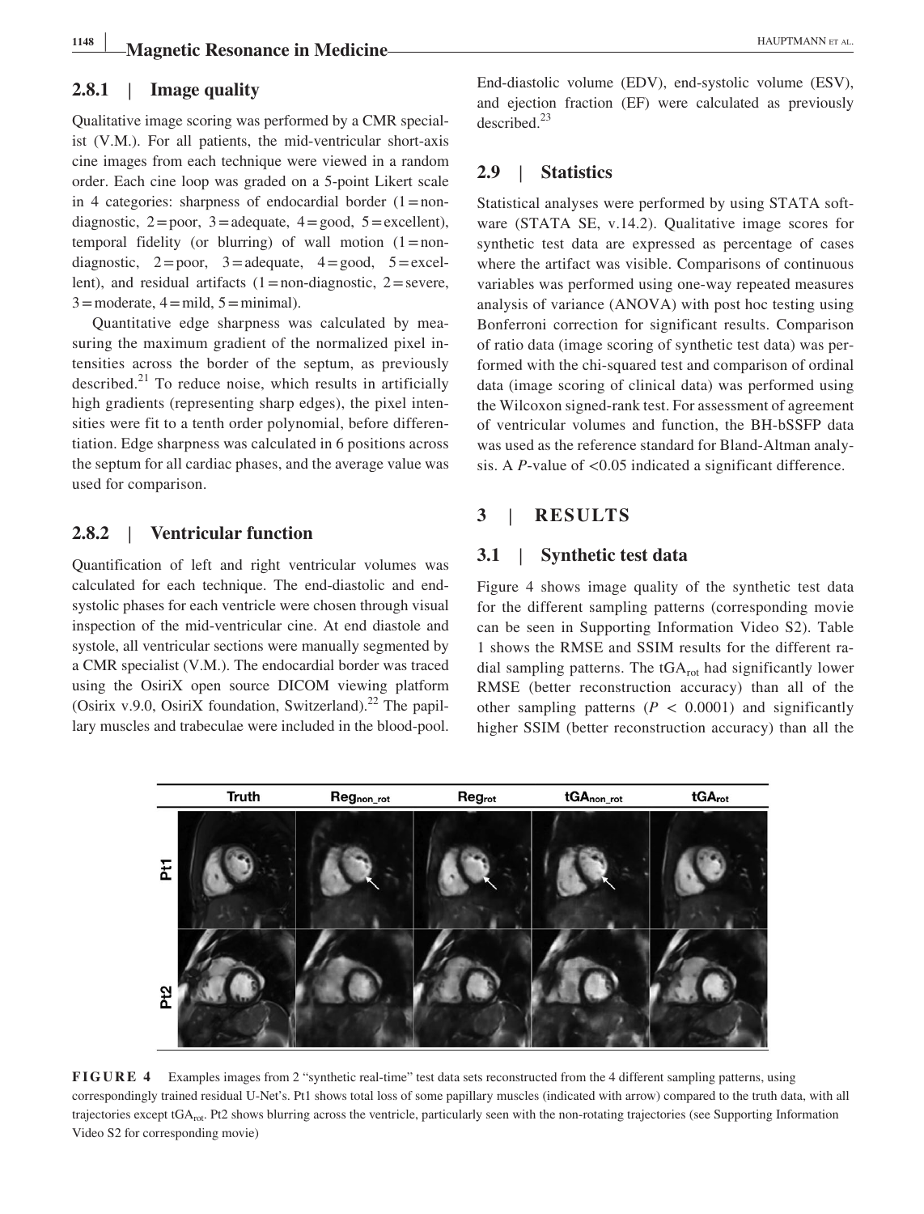### 2.8.1 | Image quality

Qualitative image scoring was performed by a CMR specialist (V.M.). For all patients, the mid-ventricular short-axis cine images from each technique were viewed in a random order. Each cine loop was graded on a 5-point Likert scale in 4 categories: sharpness of endocardial border (1 = non-diagnostic, 2 = poor, 3 = adequate, 4 = good, 5 = excellent), temporal fidelity (or blurring) of wall motion (1 = non-diagnostic, 2 = poor, 3 = adequate, 4 = good, 5 = excellent), and residual artifacts (1 = non-diagnostic, 2 = severe, 3 = moderate, 4 = mild, 5 = minimal).

Quantitative edge sharpness was calculated by measuring the maximum gradient of the normalized pixel intensities across the border of the septum, as previously described.[21] To reduce noise, which results in artificially high gradients (representing sharp edges), the pixel intensities were fit to a tenth order polynomial, before differentiation. Edge sharpness was calculated in 6 positions across the septum for all cardiac phases, and the average value was used for comparison.

### 2.8.2 | Ventricular function

Quantification of left and right ventricular volumes was calculated for each technique. The end-diastolic and end-systolic phases for each ventricle were chosen through visual inspection of the mid-ventricular cine. At end diastole and systole, all ventricular sections were manually segmented by a CMR specialist (V.M.). The endocardial border was traced using the OsiriX open source DICOM viewing platform (Osirix v.9.0, OsiriX foundation, Switzerland).[22] The papillary muscles and trabeculae were included in the blood-pool. End-diastolic volume (EDV), end-systolic volume (ESV), and ejection fraction (EF) were calculated as previously described.[23]

## 2.9 | Statistics

Statistical analyses were performed by using STATA software (STATA SE, v.14.2). Qualitative image scores for synthetic test data are expressed as percentage of cases where the artifact was visible. Comparisons of continuous variables was performed using one-way repeated measures analysis of variance (ANOVA) with post hoc testing using Bonferroni correction for significant results. Comparison of ratio data (image scoring of synthetic test data) was performed with the chi-squared test and comparison of ordinal data (image scoring of clinical data) was performed using the Wilcoxon signed-rank test. For assessment of agreement of ventricular volumes and function, the BH-bSSFP data was used as the reference standard for Bland-Altman analysis. A $P$-value of <0.05 indicated a significant difference.

# 3 | RESULTS

## 3.1 | Synthetic test data

Figure 4 shows image quality of the synthetic test data for the different sampling patterns (corresponding movie can be seen in Supporting Information Video S2). Table 1 shows the RMSE and SSIM results for the different radial sampling patterns. The $tGA_{rot}$ had significantly lower RMSE (better reconstruction accuracy) than all of the other sampling patterns ($P < 0.0001$) and significantly higher SSIM (better reconstruction accuracy) than all the

**FIGURE 4** Examples images from 2 "synthetic real-time" test data sets reconstructed from the 4 different sampling patterns, using correspondingly trained residual U-Net's. Pt1 shows total loss of some papillary muscles (indicated with arrow) compared to the truth data, with all trajectories except $tGA_{rot}$. Pt2 shows blurring across the ventricle, particularly seen with the non-rotating trajectories (see Supporting Information Video S2 for corresponding movie)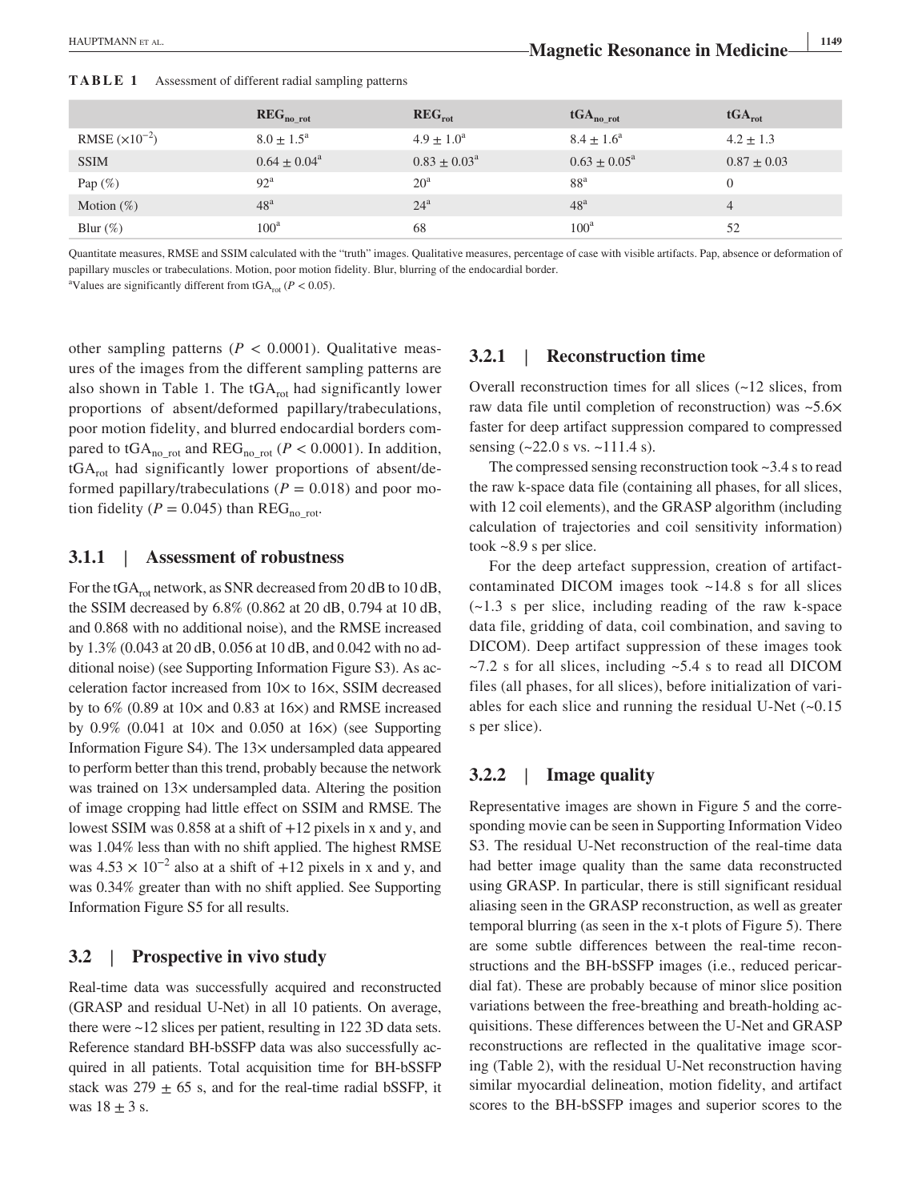**TABLE 1** Assessment of different radial sampling patterns

| | $REG_{no\_rot}$ | $REG_{rot}$ | $tGA_{no\_rot}$ | $tGA_{rot}$ |
|---|---|---|---|---|
| RMSE ($\times 10^{-2}$) | 8.0 ± 1.5[a] | 4.9 ± 1.0[a] | 8.4 ± 1.6[a] | 4.2 ± 1.3 |
| SSIM | 0.64 ± 0.04[a] | 0.83 ± 0.03[a] | 0.63 ± 0.05[a] | 0.87 ± 0.03 |
| Pap (%) | 92[a] | 20[a] | 88[a] | 0 |
| Motion (%) | 48[a] | 24[a] | 48[a] | 4 |
| Blur (%) | 100[a] | 68 | 100[a] | 52 |

Quantitate measures, RMSE and SSIM calculated with the "truth" images. Qualitative measures, percentage of case with visible artifacts. Pap, absence or deformation of papillary muscles or trabeculations. Motion, poor motion fidelity. Blur, blurring of the endocardial border.

[a]Values are significantly different from $tGA_{rot}$ ($P < 0.05$).

other sampling patterns ($P < 0.0001$). Qualitative measures of the images from the different sampling patterns are also shown in Table 1. The $tGA_{rot}$ had significantly lower proportions of absent/deformed papillary/trabeculations, poor motion fidelity, and blurred endocardial borders compared to $tGA_{no\_rot}$ and $REG_{no\_rot}$ ($P < 0.0001$). In addition, $tGA_{rot}$ had significantly lower proportions of absent/deformed papillary/trabeculations ($P = 0.018$) and poor motion fidelity ($P = 0.045$) than $REG_{no\_rot}$.

### 3.1.1 | Assessment of robustness

For the $tGA_{rot}$ network, as SNR decreased from 20 dB to 10 dB, the SSIM decreased by 6.8% (0.862 at 20 dB, 0.794 at 10 dB, and 0.868 with no additional noise), and the RMSE increased by 1.3% (0.043 at 20 dB, 0.056 at 10 dB, and 0.042 with no additional noise) (see Supporting Information Figure S3). As acceleration factor increased from 10× to 16×, SSIM decreased by to 6% (0.89 at 10× and 0.83 at 16×) and RMSE increased by 0.9% (0.041 at 10× and 0.050 at 16×) (see Supporting Information Figure S4). The 13× undersampled data appeared to perform better than this trend, probably because the network was trained on 13× undersampled data. Altering the position of image cropping had little effect on SSIM and RMSE. The lowest SSIM was 0.858 at a shift of +12 pixels in x and y, and was 1.04% less than with no shift applied. The highest RMSE was $4.53 \times 10^{-2}$ also at a shift of +12 pixels in x and y, and was 0.34% greater than with no shift applied. See Supporting Information Figure S5 for all results.

## 3.2 | Prospective in vivo study

Real-time data was successfully acquired and reconstructed (GRASP and residual U-Net) in all 10 patients. On average, there were ~12 slices per patient, resulting in 122 3D data sets. Reference standard BH-bSSFP data was also successfully acquired in all patients. Total acquisition time for BH-bSSFP stack was 279 ± 65 s, and for the real-time radial bSSFP, it was 18 ± 3 s.

### 3.2.1 | Reconstruction time

Overall reconstruction times for all slices (~12 slices, from raw data file until completion of reconstruction) was ~5.6× faster for deep artifact suppression compared to compressed sensing (~22.0 s vs. ~111.4 s).

The compressed sensing reconstruction took ~3.4 s to read the raw k-space data file (containing all phases, for all slices, with 12 coil elements), and the GRASP algorithm (including calculation of trajectories and coil sensitivity information) took ~8.9 s per slice.

For the deep artefact suppression, creation of artifact-contaminated DICOM images took ~14.8 s for all slices (~1.3 s per slice, including reading of the raw k-space data file, gridding of data, coil combination, and saving to DICOM). Deep artifact suppression of these images took ~7.2 s for all slices, including ~5.4 s to read all DICOM files (all phases, for all slices), before initialization of variables for each slice and running the residual U-Net (~0.15 s per slice).

### 3.2.2 | Image quality

Representative images are shown in Figure 5 and the corresponding movie can be seen in Supporting Information Video S3. The residual U-Net reconstruction of the real-time data had better image quality than the same data reconstructed using GRASP. In particular, there is still significant residual aliasing seen in the GRASP reconstruction, as well as greater temporal blurring (as seen in the x-t plots of Figure 5). There are some subtle differences between the real-time reconstructions and the BH-bSSFP images (i.e., reduced pericardial fat). These are probably because of minor slice position variations between the free-breathing and breath-holding acquisitions. These differences between the U-Net and GRASP reconstructions are reflected in the qualitative image scoring (Table 2), with the residual U-Net reconstruction having similar myocardial delineation, motion fidelity, and artifact scores to the BH-bSSFP images and superior scores to the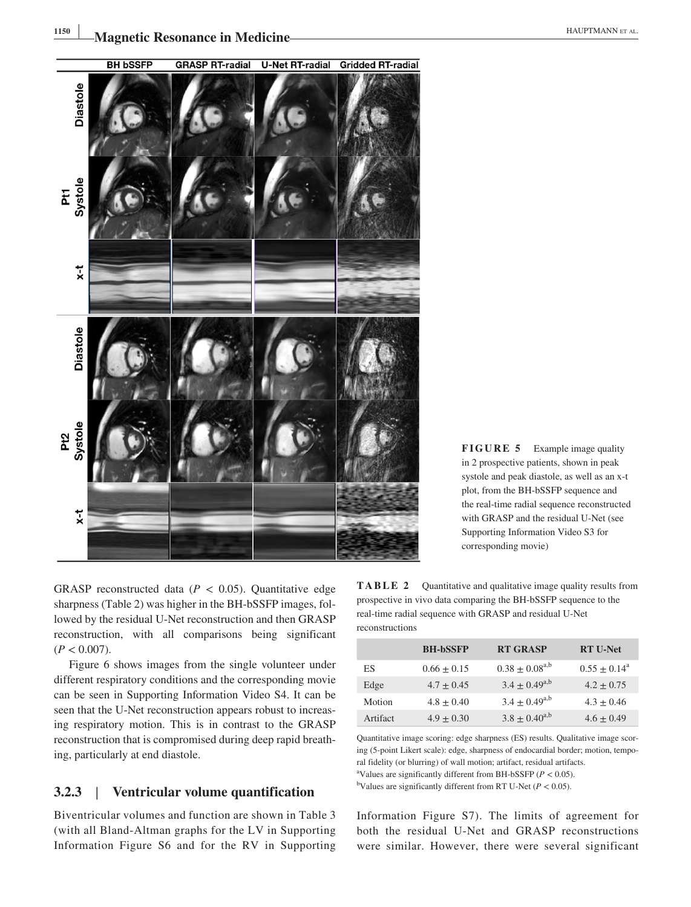FIGURE 5 Example image quality in 2 prospective patients, shown in peak systole and peak diastole, as well as an x-t plot, from the BH-bSSFP sequence and the real-time radial sequence reconstructed with GRASP and the residual U-Net (see Supporting Information Video S3 for corresponding movie)

GRASP reconstructed data ($P < 0.05$). Quantitative edge sharpness (Table 2) was higher in the BH-bSSFP images, followed by the residual U-Net reconstruction and then GRASP reconstruction, with all comparisons being significant ($P < 0.007$).

Figure 6 shows images from the single volunteer under different respiratory conditions and the corresponding movie can be seen in Supporting Information Video S4. It can be seen that the U-Net reconstruction appears robust to increasing respiratory motion. This is in contrast to the GRASP reconstruction that is compromised during deep rapid breathing, particularly at end diastole.

### 3.2.3 | Ventricular volume quantification

Biventricular volumes and function are shown in Table 3 (with all Bland-Altman graphs for the LV in Supporting Information Figure S6 and for the RV in Supporting Information Figure S7). The limits of agreement for both the residual U-Net and GRASP reconstructions were similar. However, there were several significant

**TABLE 2** Quantitative and qualitative image quality results from prospective in vivo data comparing the BH-bSSFP sequence to the real-time radial sequence with GRASP and residual U-Net reconstructions

| | BH-bSSFP | RT GRASP | RT U-Net |
|---|---|---|---|
| ES | 0.66 ± 0.15 | 0.38 ± 0.08[a,b] | 0.55 ± 0.14[a] |
| Edge | 4.7 ± 0.45 | 3.4 ± 0.49[a,b] | 4.2 ± 0.75 |
| Motion | 4.8 ± 0.40 | 3.4 ± 0.49[a,b] | 4.3 ± 0.46 |
| Artifact | 4.9 ± 0.30 | 3.8 ± 0.40[a,b] | 4.6 ± 0.49 |

Quantitative image scoring: edge sharpness (ES) results. Qualitative image scoring (5-point Likert scale): edge, sharpness of endocardial border; motion, temporal fidelity (or blurring) of wall motion; artifact, residual artifacts.
[a]Values are significantly different from BH-bSSFP ($P < 0.05$).
[b]Values are significantly different from RT U-Net ($P < 0.05$).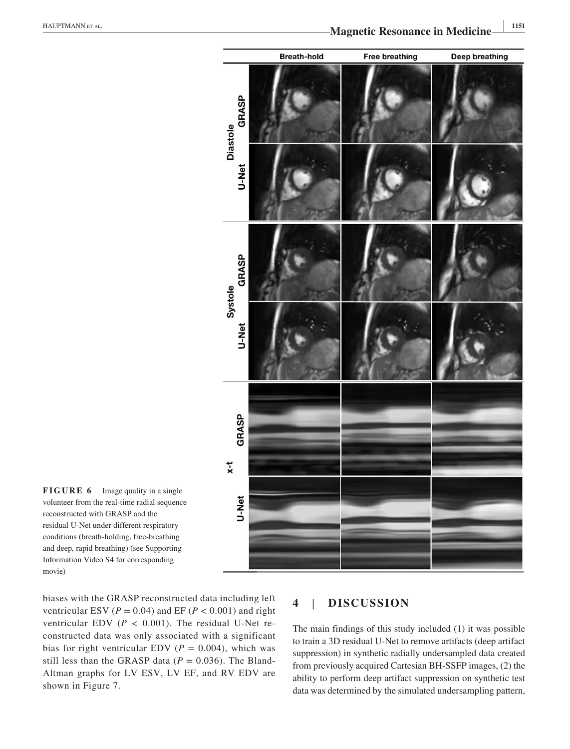**FIGURE 6** Image quality in a single volunteer from the real-time radial sequence reconstructed with GRASP and the residual U-Net under different respiratory conditions (breath-holding, free-breathing and deep, rapid breathing) (see Supporting Information Video S4 for corresponding movie)

biases with the GRASP reconstructed data including left ventricular ESV ($P = 0.04$) and EF ($P < 0.001$) and right ventricular EDV ($P < 0.001$). The residual U-Net reconstructed data was only associated with a significant bias for right ventricular EDV ($P = 0.004$), which was still less than the GRASP data ($P = 0.036$). The Bland-Altman graphs for LV ESV, LV EF, and RV EDV are shown in Figure 7.

## 4 | DISCUSSION

The main findings of this study included (1) it was possible to train a 3D residual U-Net to remove artifacts (deep artifact suppression) in synthetic radially undersampled data created from previously acquired Cartesian BH-SSFP images, (2) the ability to perform deep artifact suppression on synthetic test data was determined by the simulated undersampling pattern,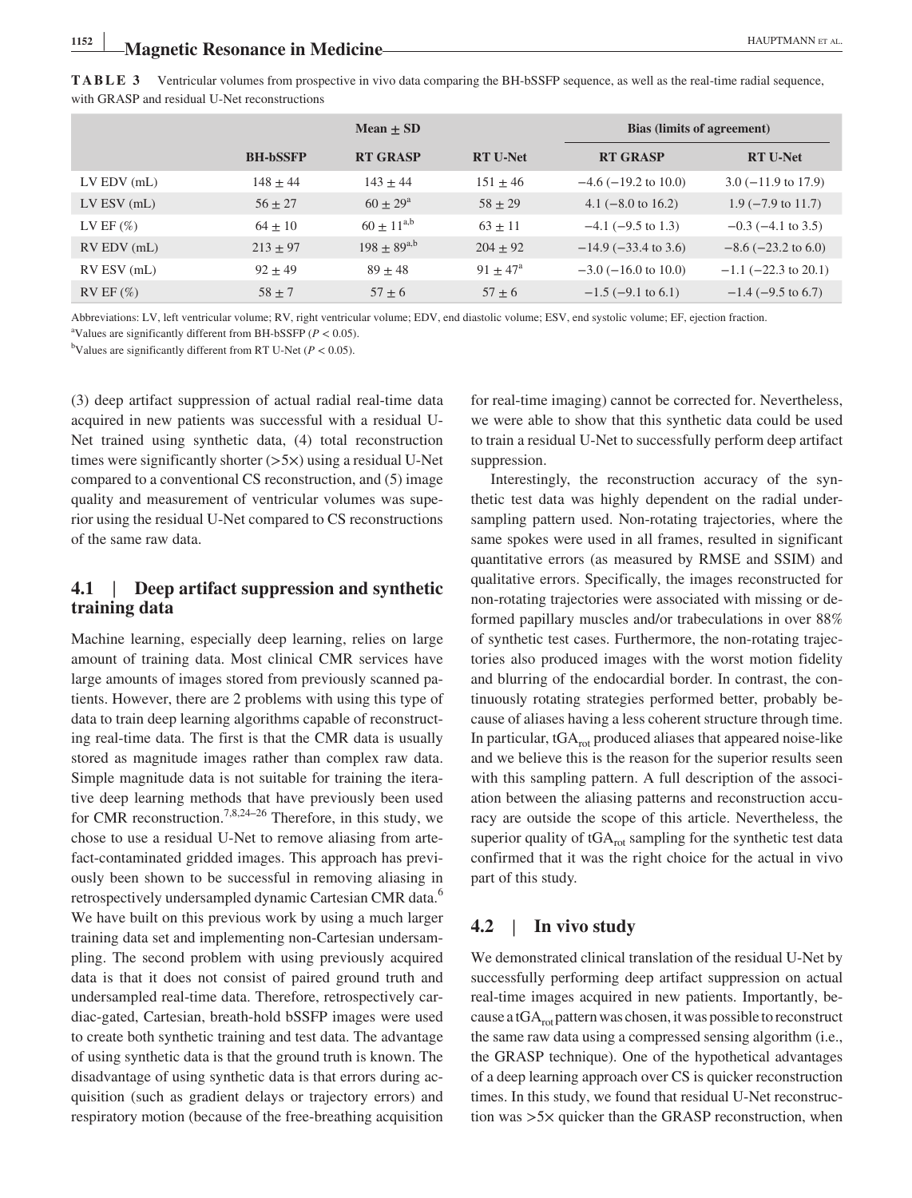**TABLE 3** Ventricular volumes from prospective in vivo data comparing the BH-bSSFP sequence, as well as the real-time radial sequence, with GRASP and residual U-Net reconstructions

| | Mean ± SD | | | Bias (limits of agreement) | |
|---|---|---|---|---|---|
| | BH-bSSFP | RT GRASP | RT U-Net | RT GRASP | RT U-Net |
| LV EDV (mL) | 148 ± 44 | 143 ± 44 | 151 ± 46 | −4.6 (−19.2 to 10.0) | 3.0 (−11.9 to 17.9) |
| LV ESV (mL) | 56 ± 27 | 60 ± 29[a] | 58 ± 29 | 4.1 (−8.0 to 16.2) | 1.9 (−7.9 to 11.7) |
| LV EF (%) | 64 ± 10 | 60 ± 11[a,b] | 63 ± 11 | −4.1 (−9.5 to 1.3) | −0.3 (−4.1 to 3.5) |
| RV EDV (mL) | 213 ± 97 | 198 ± 89[a,b] | 204 ± 92 | −14.9 (−33.4 to 3.6) | −8.6 (−23.2 to 6.0) |
| RV ESV (mL) | 92 ± 49 | 89 ± 48 | 91 ± 47[a] | −3.0 (−16.0 to 10.0) | −1.1 (−22.3 to 20.1) |
| RV EF (%) | 58 ± 7 | 57 ± 6 | 57 ± 6 | −1.5 (−9.1 to 6.1) | −1.4 (−9.5 to 6.7) |

Abbreviations: LV, left ventricular volume; RV, right ventricular volume; EDV, end diastolic volume; ESV, end systolic volume; EF, ejection fraction.
[a]Values are significantly different from BH-bSSFP ($P < 0.05$).
[b]Values are significantly different from RT U-Net ($P < 0.05$).

(3) deep artifact suppression of actual radial real-time data acquired in new patients was successful with a residual U-Net trained using synthetic data, (4) total reconstruction times were significantly shorter (>5×) using a residual U-Net compared to a conventional CS reconstruction, and (5) image quality and measurement of ventricular volumes was superior using the residual U-Net compared to CS reconstructions of the same raw data.

## 4.1 | Deep artifact suppression and synthetic training data

Machine learning, especially deep learning, relies on large amount of training data. Most clinical CMR services have large amounts of images stored from previously scanned patients. However, there are 2 problems with using this type of data to train deep learning algorithms capable of reconstructing real-time data. The first is that the CMR data is usually stored as magnitude images rather than complex raw data. Simple magnitude data is not suitable for training the iterative deep learning methods that have previously been used for CMR reconstruction.[7,8,24–26] Therefore, in this study, we chose to use a residual U-Net to remove aliasing from artefact-contaminated gridded images. This approach has previously been shown to be successful in removing aliasing in retrospectively undersampled dynamic Cartesian CMR data.[6] We have built on this previous work by using a much larger training data set and implementing non-Cartesian undersampling. The second problem with using previously acquired data is that it does not consist of paired ground truth and undersampled real-time data. Therefore, retrospectively cardiac-gated, Cartesian, breath-hold bSSFP images were used to create both synthetic training and test data. The advantage of using synthetic data is that the ground truth is known. The disadvantage of using synthetic data is that errors during acquisition (such as gradient delays or trajectory errors) and respiratory motion (because of the free-breathing acquisition for real-time imaging) cannot be corrected for. Nevertheless, we were able to show that this synthetic data could be used to train a residual U-Net to successfully perform deep artifact suppression.

Interestingly, the reconstruction accuracy of the synthetic test data was highly dependent on the radial undersampling pattern used. Non-rotating trajectories, where the same spokes were used in all frames, resulted in significant quantitative errors (as measured by RMSE and SSIM) and qualitative errors. Specifically, the images reconstructed for non-rotating trajectories were associated with missing or deformed papillary muscles and/or trabeculations in over 88% of synthetic test cases. Furthermore, the non-rotating trajectories also produced images with the worst motion fidelity and blurring of the endocardial border. In contrast, the continuously rotating strategies performed better, probably because of aliases having a less coherent structure through time. In particular, $tGA_{rot}$ produced aliases that appeared noise-like and we believe this is the reason for the superior results seen with this sampling pattern. A full description of the association between the aliasing patterns and reconstruction accuracy are outside the scope of this article. Nevertheless, the superior quality of $tGA_{rot}$ sampling for the synthetic test data confirmed that it was the right choice for the actual in vivo part of this study.

## 4.2 | In vivo study

We demonstrated clinical translation of the residual U-Net by successfully performing deep artifact suppression on actual real-time images acquired in new patients. Importantly, because a $tGA_{rot}$ pattern was chosen, it was possible to reconstruct the same raw data using a compressed sensing algorithm (i.e., the GRASP technique). One of the hypothetical advantages of a deep learning approach over CS is quicker reconstruction times. In this study, we found that residual U-Net reconstruction was >5× quicker than the GRASP reconstruction, when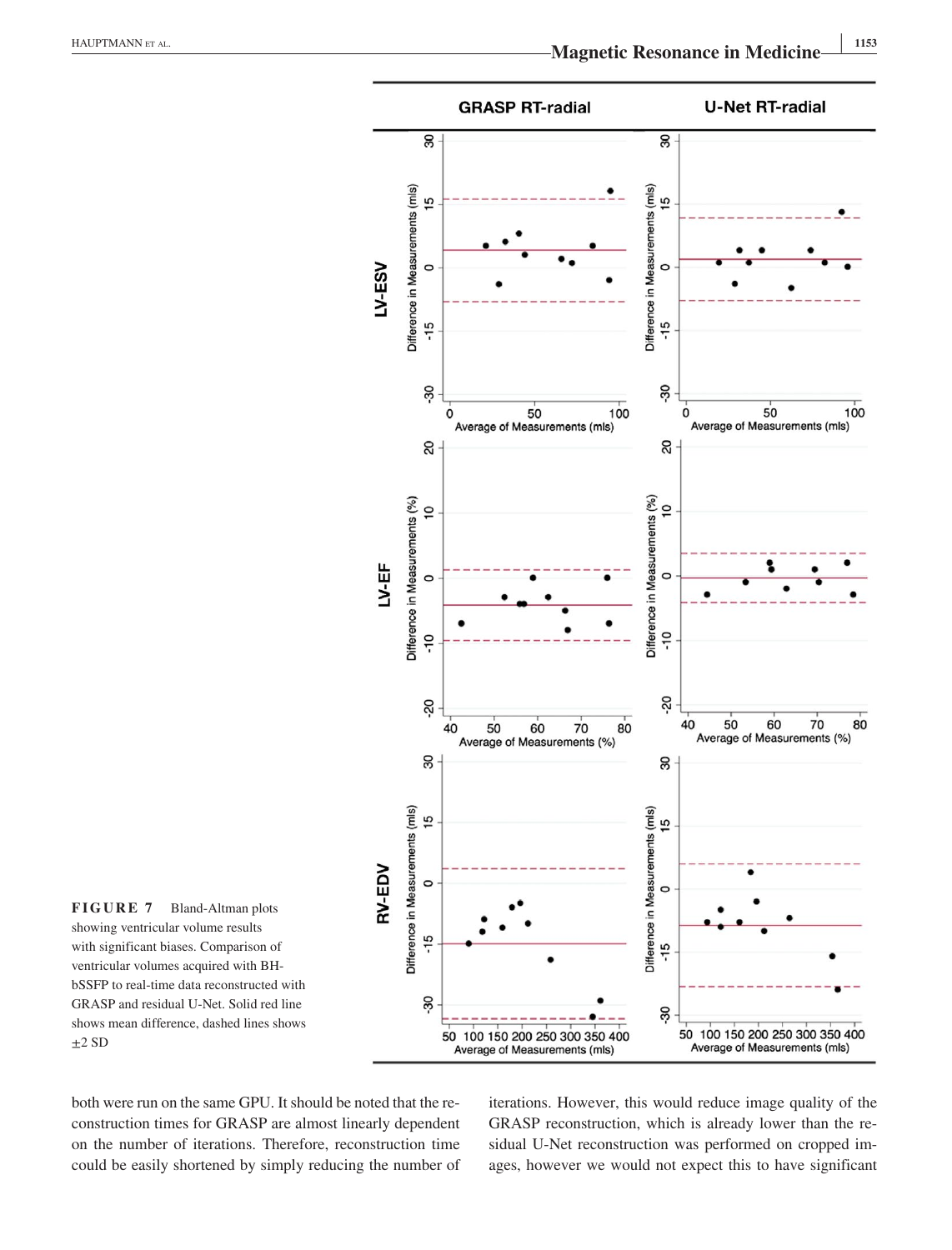**FIGURE 7** Bland-Altman plots showing ventricular volume results with significant biases. Comparison of ventricular volumes acquired with BH-bSSFP to real-time data reconstructed with GRASP and residual U-Net. Solid red line shows mean difference, dashed lines shows ±2 SD

both were run on the same GPU. It should be noted that the reconstruction times for GRASP are almost linearly dependent on the number of iterations. Therefore, reconstruction time could be easily shortened by simply reducing the number of iterations. However, this would reduce image quality of the GRASP reconstruction, which is already lower than the residual U-Net reconstruction was performed on cropped images, however we would not expect this to have significant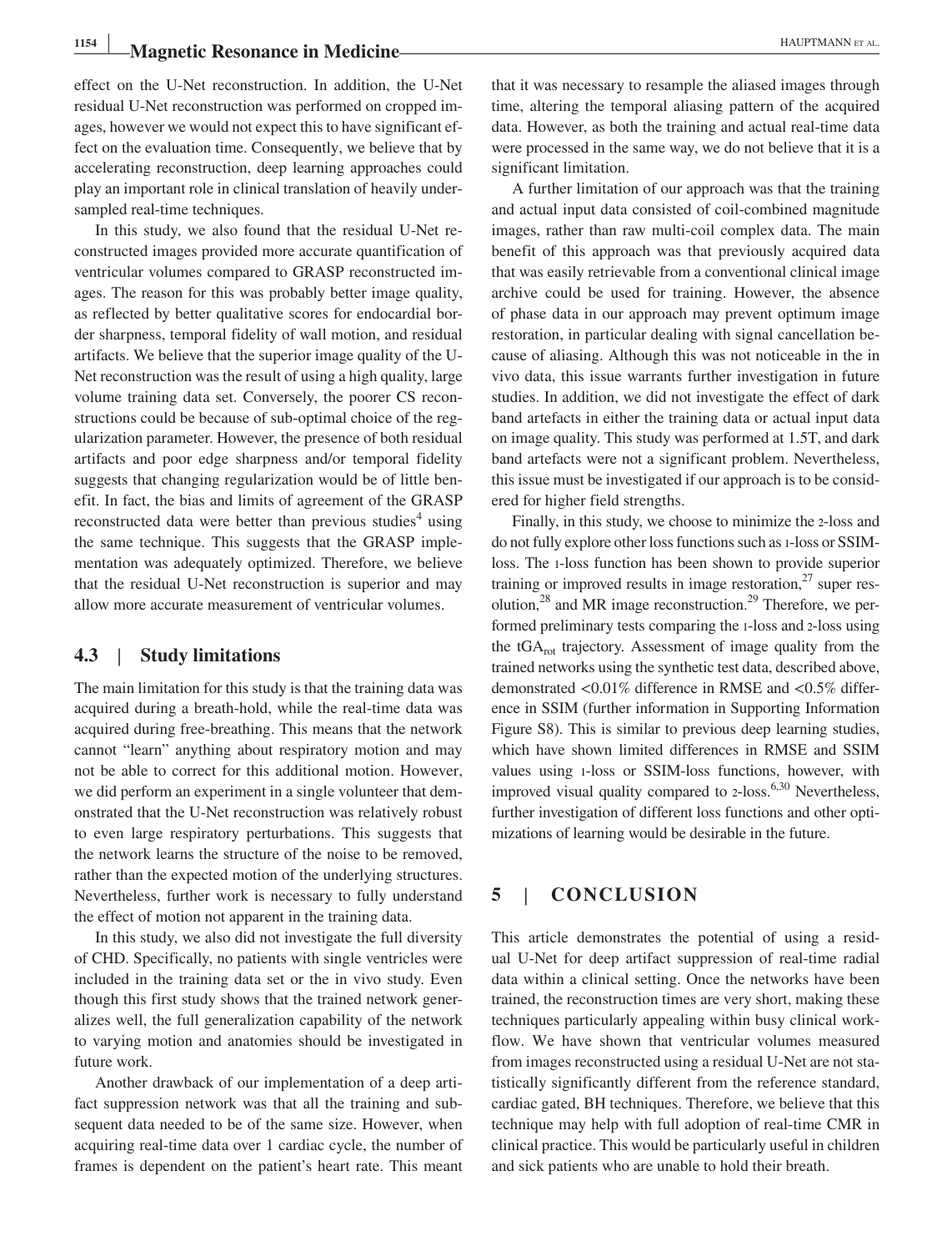effect on the U-Net reconstruction. In addition, the U-Net residual U-Net reconstruction was performed on cropped images, however we would not expect this to have significant effect on the evaluation time. Consequently, we believe that by accelerating reconstruction, deep learning approaches could play an important role in clinical translation of heavily undersampled real-time techniques.

In this study, we also found that the residual U-Net reconstructed images provided more accurate quantification of ventricular volumes compared to GRASP reconstructed images. The reason for this was probably better image quality, as reflected by better qualitative scores for endocardial border sharpness, temporal fidelity of wall motion, and residual artifacts. We believe that the superior image quality of the U-Net reconstruction was the result of using a high quality, large volume training data set. Conversely, the poorer CS reconstructions could be because of sub-optimal choice of the regularization parameter. However, the presence of both residual artifacts and poor edge sharpness and/or temporal fidelity suggests that changing regularization would be of little benefit. In fact, the bias and limits of agreement of the GRASP reconstructed data were better than previous studies[4] using the same technique. This suggests that the GRASP implementation was adequately optimized. Therefore, we believe that the residual U-Net reconstruction is superior and may allow more accurate measurement of ventricular volumes.

### 4.3 | Study limitations

The main limitation for this study is that the training data was acquired during a breath-hold, while the real-time data was acquired during free-breathing. This means that the network cannot "learn" anything about respiratory motion and may not be able to correct for this additional motion. However, we did perform an experiment in a single volunteer that demonstrated that the U-Net reconstruction was relatively robust to even large respiratory perturbations. This suggests that the network learns the structure of the noise to be removed, rather than the expected motion of the underlying structures. Nevertheless, further work is necessary to fully understand the effect of motion not apparent in the training data.

In this study, we also did not investigate the full diversity of CHD. Specifically, no patients with single ventricles were included in the training data set or the in vivo study. Even though this first study shows that the trained network generalizes well, the full generalization capability of the network to varying motion and anatomies should be investigated in future work.

Another drawback of our implementation of a deep artifact suppression network was that all the training and subsequent data needed to be of the same size. However, when acquiring real-time data over 1 cardiac cycle, the number of frames is dependent on the patient's heart rate. This meant that it was necessary to resample the aliased images through time, altering the temporal aliasing pattern of the acquired data. However, as both the training and actual real-time data were processed in the same way, we do not believe that it is a significant limitation.

A further limitation of our approach was that the training and actual input data consisted of coil-combined magnitude images, rather than raw multi-coil complex data. The main benefit of this approach was that previously acquired data that was easily retrievable from a conventional clinical image archive could be used for training. However, the absence of phase data in our approach may prevent optimum image restoration, in particular dealing with signal cancellation because of aliasing. Although this was not noticeable in the in vivo data, this issue warrants further investigation in future studies. In addition, we did not investigate the effect of dark band artefacts in either the training data or actual input data on image quality. This study was performed at 1.5T, and dark band artefacts were not a significant problem. Nevertheless, this issue must be investigated if our approach is to be considered for higher field strengths.

Finally, in this study, we choose to minimize the $\ell_2$-loss and do not fully explore other loss functions such as $\ell_1$-loss or SSIM-loss. The $\ell_1$-loss function has been shown to provide superior training or improved results in image restoration,[27] super resolution,[28] and MR image reconstruction.[29] Therefore, we performed preliminary tests comparing the $\ell_1$-loss and $\ell_2$-loss using the $tGA_{rot}$ trajectory. Assessment of image quality from the trained networks using the synthetic test data, described above, demonstrated <0.01% difference in RMSE and <0.5% difference in SSIM (further information in Supporting Information Figure S8). This is similar to previous deep learning studies, which have shown limited differences in RMSE and SSIM values using $\ell_1$-loss or SSIM-loss functions, however, with improved visual quality compared to $\ell_2$-loss.[6,30] Nevertheless, further investigation of different loss functions and other optimizations of learning would be desirable in the future.

## 5 | CONCLUSION

This article demonstrates the potential of using a residual U-Net for deep artifact suppression of real-time radial data within a clinical setting. Once the networks have been trained, the reconstruction times are very short, making these techniques particularly appealing within busy clinical workflow. We have shown that ventricular volumes measured from images reconstructed using a residual U-Net are not statistically significantly different from the reference standard, cardiac gated, BH techniques. Therefore, we believe that this technique may help with full adoption of real-time CMR in clinical practice. This would be particularly useful in children and sick patients who are unable to hold their breath.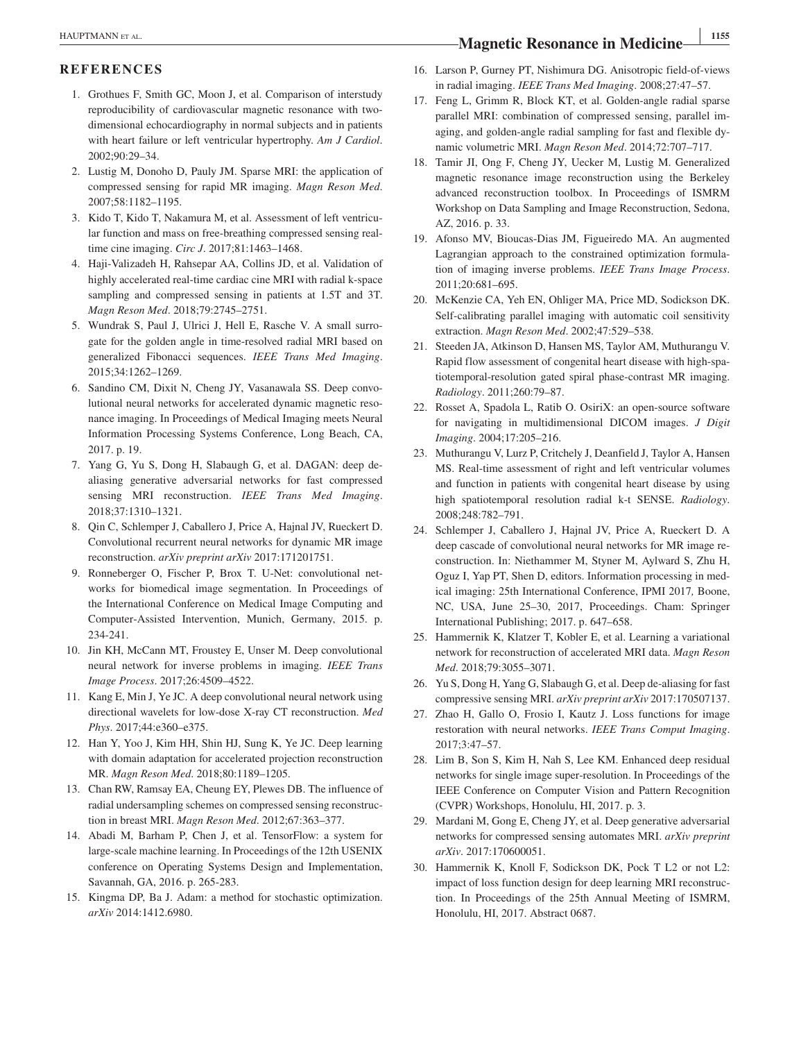## REFERENCES

1. Grothues F, Smith GC, Moon J, et al. Comparison of interstudy reproducibility of cardiovascular magnetic resonance with two-dimensional echocardiography in normal subjects and in patients with heart failure or left ventricular hypertrophy. *Am J Cardiol*. 2002;90:29–34.
2. Lustig M, Donoho D, Pauly JM. Sparse MRI: the application of compressed sensing for rapid MR imaging. *Magn Reson Med*. 2007;58:1182–1195.
3. Kido T, Kido T, Nakamura M, et al. Assessment of left ventricular function and mass on free-breathing compressed sensing real-time cine imaging. *Circ J*. 2017;81:1463–1468.
4. Haji-Valizadeh H, Rahsepar AA, Collins JD, et al. Validation of highly accelerated real-time cardiac cine MRI with radial k-space sampling and compressed sensing in patients at 1.5T and 3T. *Magn Reson Med*. 2018;79:2745–2751.
5. Wundrak S, Paul J, Ulrici J, Hell E, Rasche V. A small surrogate for the golden angle in time-resolved radial MRI based on generalized Fibonacci sequences. *IEEE Trans Med Imaging*. 2015;34:1262–1269.
6. Sandino CM, Dixit N, Cheng JY, Vasanawala SS. Deep convolutional neural networks for accelerated dynamic magnetic resonance imaging. In Proceedings of Medical Imaging meets Neural Information Processing Systems Conference, Long Beach, CA, 2017. p. 19.
7. Yang G, Yu S, Dong H, Slabaugh G, et al. DAGAN: deep de-aliasing generative adversarial networks for fast compressed sensing MRI reconstruction. *IEEE Trans Med Imaging*. 2018;37:1310–1321.
8. Qin C, Schlemper J, Caballero J, Price A, Hajnal JV, Rueckert D. Convolutional recurrent neural networks for dynamic MR image reconstruction. *arXiv preprint arXiv* 2017:171201751.
9. Ronneberger O, Fischer P, Brox T. U-Net: convolutional networks for biomedical image segmentation. In Proceedings of the International Conference on Medical Image Computing and Computer-Assisted Intervention, Munich, Germany, 2015. p. 234-241.
10. Jin KH, McCann MT, Froustey E, Unser M. Deep convolutional neural network for inverse problems in imaging. *IEEE Trans Image Process*. 2017;26:4509–4522.
11. Kang E, Min J, Ye JC. A deep convolutional neural network using directional wavelets for low-dose X-ray CT reconstruction. *Med Phys*. 2017;44:e360–e375.
12. Han Y, Yoo J, Kim HH, Shin HJ, Sung K, Ye JC. Deep learning with domain adaptation for accelerated projection reconstruction MR. *Magn Reson Med*. 2018;80:1189–1205.
13. Chan RW, Ramsay EA, Cheung EY, Plewes DB. The influence of radial undersampling schemes on compressed sensing reconstruction in breast MRI. *Magn Reson Med*. 2012;67:363–377.
14. Abadi M, Barham P, Chen J, et al. TensorFlow: a system for large-scale machine learning. In Proceedings of the 12th USENIX conference on Operating Systems Design and Implementation, Savannah, GA, 2016. p. 265-283.
15. Kingma DP, Ba J. Adam: a method for stochastic optimization. *arXiv* 2014:1412.6980.
16. Larson P, Gurney PT, Nishimura DG. Anisotropic field-of-views in radial imaging. *IEEE Trans Med Imaging*. 2008;27:47–57.
17. Feng L, Grimm R, Block KT, et al. Golden-angle radial sparse parallel MRI: combination of compressed sensing, parallel imaging, and golden-angle radial sampling for fast and flexible dynamic volumetric MRI. *Magn Reson Med*. 2014;72:707–717.
18. Tamir JI, Ong F, Cheng JY, Uecker M, Lustig M. Generalized magnetic resonance image reconstruction using the Berkeley advanced reconstruction toolbox. In Proceedings of ISMRM Workshop on Data Sampling and Image Reconstruction, Sedona, AZ, 2016. p. 33.
19. Afonso MV, Bioucas-Dias JM, Figueiredo MA. An augmented Lagrangian approach to the constrained optimization formulation of imaging inverse problems. *IEEE Trans Image Process*. 2011;20:681–695.
20. McKenzie CA, Yeh EN, Ohliger MA, Price MD, Sodickson DK. Self-calibrating parallel imaging with automatic coil sensitivity extraction. *Magn Reson Med*. 2002;47:529–538.
21. Steeden JA, Atkinson D, Hansen MS, Taylor AM, Muthurangu V. Rapid flow assessment of congenital heart disease with high-spatiotemporal-resolution gated spiral phase-contrast MR imaging. *Radiology*. 2011;260:79–87.
22. Rosset A, Spadola L, Ratib O. OsiriX: an open-source software for navigating in multidimensional DICOM images. *J Digit Imaging*. 2004;17:205–216.
23. Muthurangu V, Lurz P, Critchely J, Deanfield J, Taylor A, Hansen MS. Real-time assessment of right and left ventricular volumes and function in patients with congenital heart disease by using high spatiotemporal resolution radial k-t SENSE. *Radiology*. 2008;248:782–791.
24. Schlemper J, Caballero J, Hajnal JV, Price A, Rueckert D. A deep cascade of convolutional neural networks for MR image reconstruction. In: Niethammer M, Styner M, Aylward S, Zhu H, Oguz I, Yap PT, Shen D, editors. Information processing in medical imaging: 25th International Conference, IPMI 2017*,* Boone, NC, USA, June 25–30, 2017, Proceedings. Cham: Springer International Publishing; 2017. p. 647–658.
25. Hammernik K, Klatzer T, Kobler E, et al. Learning a variational network for reconstruction of accelerated MRI data. *Magn Reson Med*. 2018;79:3055–3071.
26. Yu S, Dong H, Yang G, Slabaugh G, et al. Deep de-aliasing for fast compressive sensing MRI. *arXiv preprint arXiv* 2017:170507137.
27. Zhao H, Gallo O, Frosio I, Kautz J. Loss functions for image restoration with neural networks. *IEEE Trans Comput Imaging*. 2017;3:47–57.
28. Lim B, Son S, Kim H, Nah S, Lee KM. Enhanced deep residual networks for single image super-resolution. In Proceedings of the IEEE Conference on Computer Vision and Pattern Recognition (CVPR) Workshops, Honolulu, HI, 2017. p. 3.
29. Mardani M, Gong E, Cheng JY, et al. Deep generative adversarial networks for compressed sensing automates MRI. *arXiv preprint arXiv*. 2017:170600051.
30. Hammernik K, Knoll F, Sodickson DK, Pock T L2 or not L2: impact of loss function design for deep learning MRI reconstruction. In Proceedings of the 25th Annual Meeting of ISMRM, Honolulu, HI, 2017. Abstract 0687.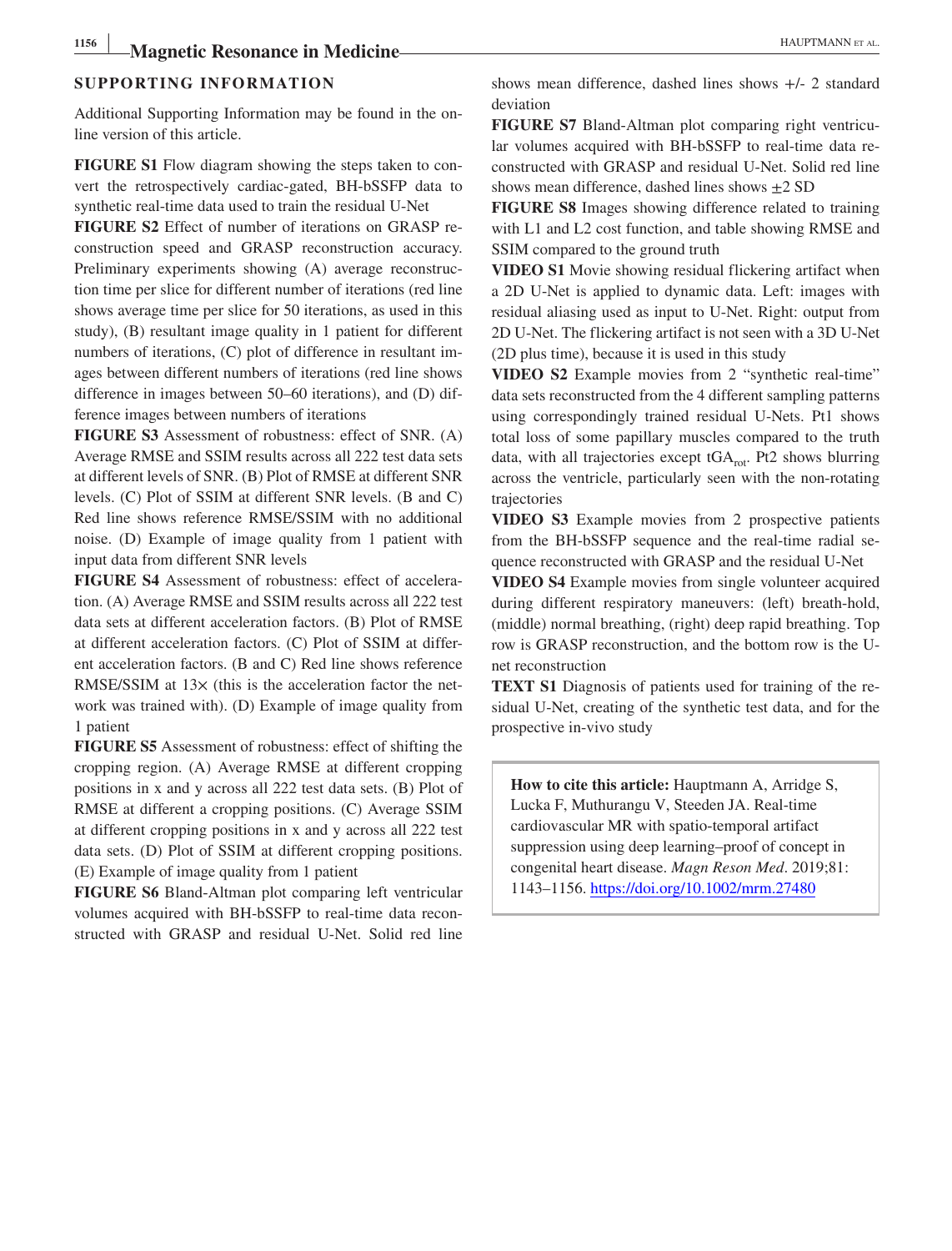## SUPPORTING INFORMATION

Additional Supporting Information may be found in the online version of this article.

**FIGURE S1** Flow diagram showing the steps taken to convert the retrospectively cardiac-gated, BH-bSSFP data to synthetic real-time data used to train the residual U-Net

**FIGURE S2** Effect of number of iterations on GRASP reconstruction speed and GRASP reconstruction accuracy. Preliminary experiments showing (A) average reconstruction time per slice for different number of iterations (red line shows average time per slice for 50 iterations, as used in this study), (B) resultant image quality in 1 patient for different numbers of iterations, (C) plot of difference in resultant images between different numbers of iterations (red line shows difference in images between 50–60 iterations), and (D) difference images between numbers of iterations

**FIGURE S3** Assessment of robustness: effect of SNR. (A) Average RMSE and SSIM results across all 222 test data sets at different levels of SNR. (B) Plot of RMSE at different SNR levels. (C) Plot of SSIM at different SNR levels. (B and C) Red line shows reference RMSE/SSIM with no additional noise. (D) Example of image quality from 1 patient with input data from different SNR levels

**FIGURE S4** Assessment of robustness: effect of acceleration. (A) Average RMSE and SSIM results across all 222 test data sets at different acceleration factors. (B) Plot of RMSE at different acceleration factors. (C) Plot of SSIM at different acceleration factors. (B and C) Red line shows reference RMSE/SSIM at 13× (this is the acceleration factor the network was trained with). (D) Example of image quality from 1 patient

**FIGURE S5** Assessment of robustness: effect of shifting the cropping region. (A) Average RMSE at different cropping positions in x and y across all 222 test data sets. (B) Plot of RMSE at different a cropping positions. (C) Average SSIM at different cropping positions in x and y across all 222 test data sets. (D) Plot of SSIM at different cropping positions. (E) Example of image quality from 1 patient

**FIGURE S6** Bland-Altman plot comparing left ventricular volumes acquired with BH-bSSFP to real-time data reconstructed with GRASP and residual U-Net. Solid red line shows mean difference, dashed lines shows +/- 2 standard deviation

**FIGURE S7** Bland-Altman plot comparing right ventricular volumes acquired with BH-bSSFP to real-time data reconstructed with GRASP and residual U-Net. Solid red line shows mean difference, dashed lines shows ±2 SD

**FIGURE S8** Images showing difference related to training with L1 and L2 cost function, and table showing RMSE and SSIM compared to the ground truth

**VIDEO S1** Movie showing residual flickering artifact when a 2D U-Net is applied to dynamic data. Left: images with residual aliasing used as input to U-Net. Right: output from 2D U-Net. The flickering artifact is not seen with a 3D U-Net (2D plus time), because it is used in this study

**VIDEO S2** Example movies from 2 "synthetic real-time" data sets reconstructed from the 4 different sampling patterns using correspondingly trained residual U-Nets. Pt1 shows total loss of some papillary muscles compared to the truth data, with all trajectories except $tGA_{rot}$. Pt2 shows blurring across the ventricle, particularly seen with the non-rotating trajectories

**VIDEO S3** Example movies from 2 prospective patients from the BH-bSSFP sequence and the real-time radial sequence reconstructed with GRASP and the residual U-Net

**VIDEO S4** Example movies from single volunteer acquired during different respiratory maneuvers: (left) breath-hold, (middle) normal breathing, (right) deep rapid breathing. Top row is GRASP reconstruction, and the bottom row is the U-net reconstruction

**TEXT S1** Diagnosis of patients used for training of the residual U-Net, creating of the synthetic test data, and for the prospective in-vivo study

**How to cite this article:** Hauptmann A, Arridge S, Lucka F, Muthurangu V, Steeden JA. Real-time cardiovascular MR with spatio-temporal artifact suppression using deep learning–proof of concept in congenital heart disease. *Magn Reson Med*. 2019;81:1143–1156. https://doi.org/10.1002/mrm.27480